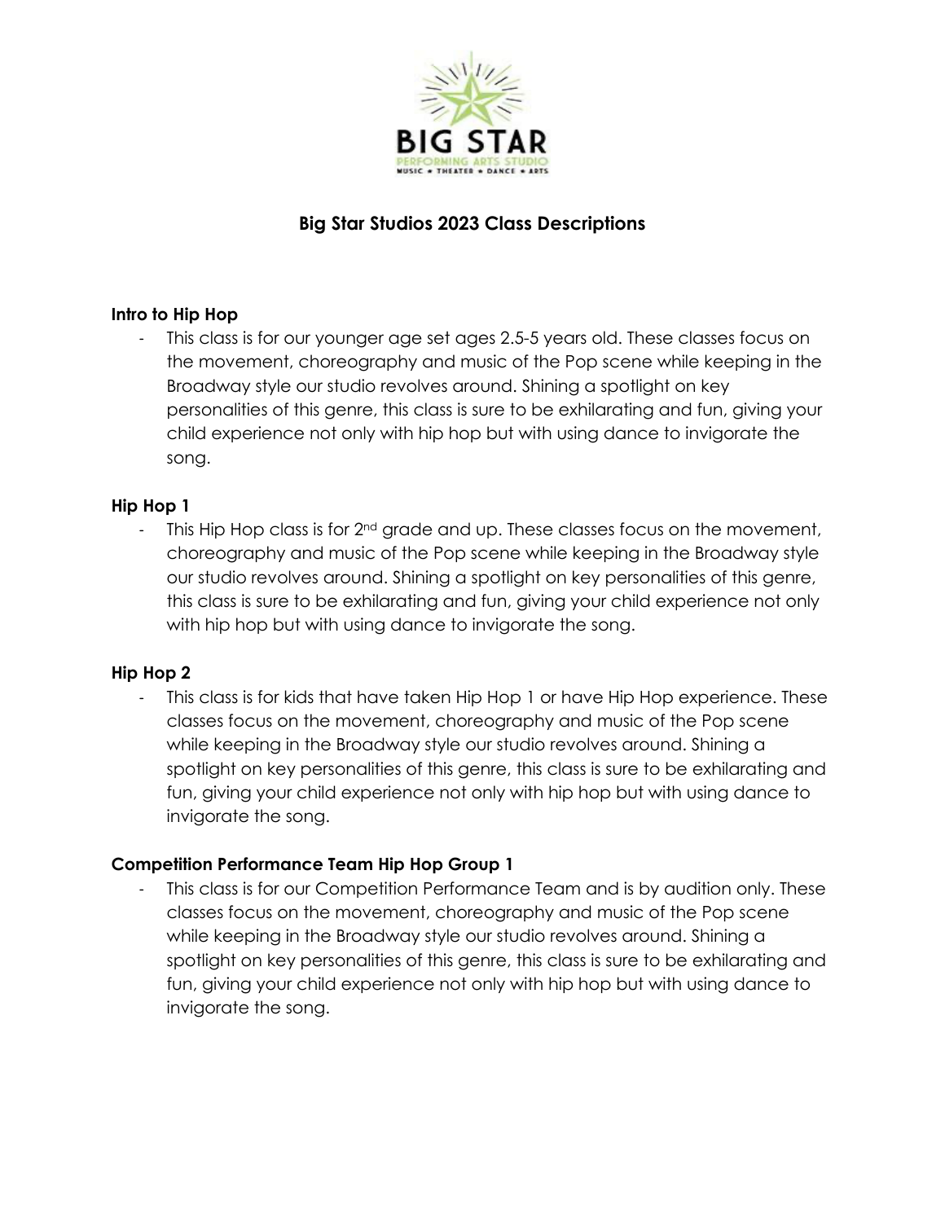# Big Star Studios 2023 Class Descriptions

### Intro to Hip Hop

- This class is for our younger age set ages 2.5-5 years old. These classes focus on the movement, choreography and music of the Pop scene while keeping in the Broadway style our studio revolves around. Shining a spotlight on key personalities of this genre, this class is sure to be exhilarating and fun, giving your child experience not only with hip hop but with using dance to invigorate the song.

### Hip Hop 1

- This Hip Hop class is for 2nd grade and up. These classes focus on the movement, choreography and music of the Pop scene while keeping in the Broadway style our studio revolves around. Shining a spotlight on key personalities of this genre, this class is sure to be exhilarating and fun, giving your child experience not only with hip hop but with using dance to invigorate the song.

### Hip Hop 2

- This class is for kids that have taken Hip Hop 1 or have Hip Hop experience. These classes focus on the movement, choreography and music of the Pop scene while keeping in the Broadway style our studio revolves around. Shining a spotlight on key personalities of this genre, this class is sure to be exhilarating and fun, giving your child experience not only with hip hop but with using dance to invigorate the song.

### Competition Performance Team Hip Hop Group 1

- This class is for our Competition Performance Team and is by audition only. These classes focus on the movement, choreography and music of the Pop scene while keeping in the Broadway style our studio revolves around. Shining a spotlight on key personalities of this genre, this class is sure to be exhilarating and fun, giving your child experience not only with hip hop but with using dance to invigorate the song.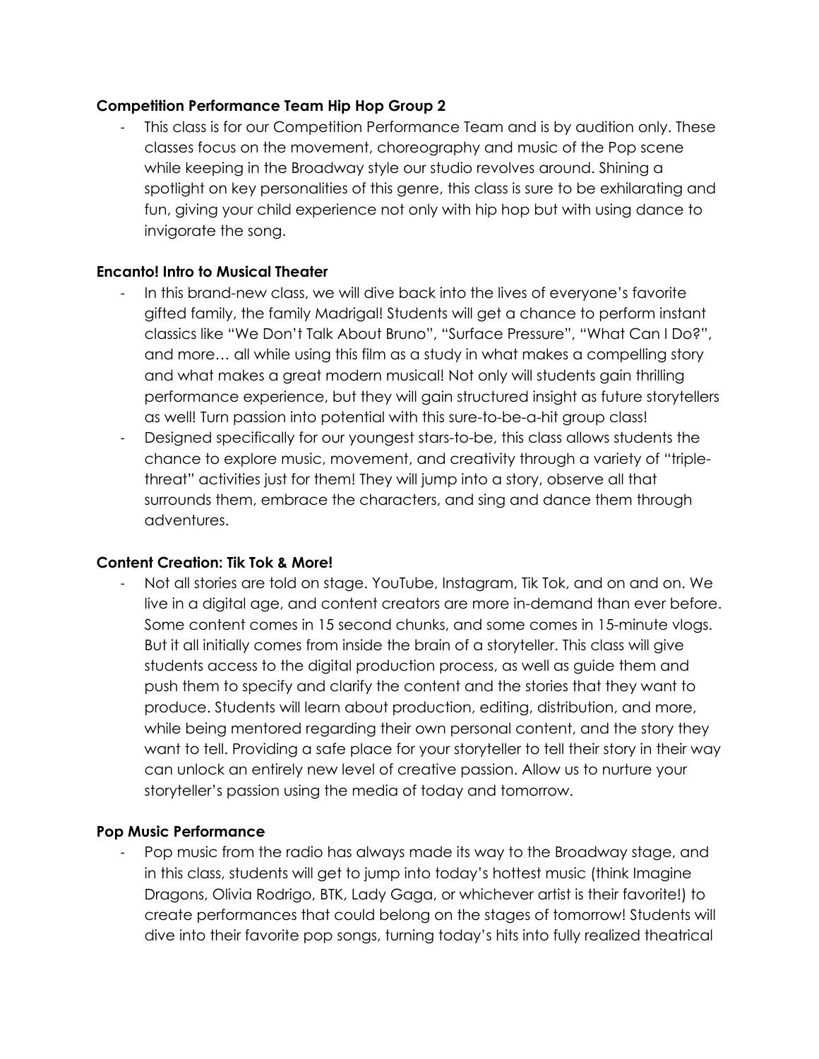**Competition Performance Team Hip Hop Group 2**

- This class is for our Competition Performance Team and is by audition only. These classes focus on the movement, choreography and music of the Pop scene while keeping in the Broadway style our studio revolves around. Shining a spotlight on key personalities of this genre, this class is sure to be exhilarating and fun, giving your child experience not only with hip hop but with using dance to invigorate the song.

**Encanto! Intro to Musical Theater**

- In this brand-new class, we will dive back into the lives of everyone's favorite gifted family, the family Madrigal! Students will get a chance to perform instant classics like "We Don't Talk About Bruno", "Surface Pressure", "What Can I Do?", and more… all while using this film as a study in what makes a compelling story and what makes a great modern musical! Not only will students gain thrilling performance experience, but they will gain structured insight as future storytellers as well! Turn passion into potential with this sure-to-be-a-hit group class!
- Designed specifically for our youngest stars-to-be, this class allows students the chance to explore music, movement, and creativity through a variety of "triple-threat" activities just for them! They will jump into a story, observe all that surrounds them, embrace the characters, and sing and dance them through adventures.

**Content Creation: Tik Tok & More!**

- Not all stories are told on stage. YouTube, Instagram, Tik Tok, and on and on. We live in a digital age, and content creators are more in-demand than ever before. Some content comes in 15 second chunks, and some comes in 15-minute vlogs. But it all initially comes from inside the brain of a storyteller. This class will give students access to the digital production process, as well as guide them and push them to specify and clarify the content and the stories that they want to produce. Students will learn about production, editing, distribution, and more, while being mentored regarding their own personal content, and the story they want to tell. Providing a safe place for your storyteller to tell their story in their way can unlock an entirely new level of creative passion. Allow us to nurture your storyteller's passion using the media of today and tomorrow.

**Pop Music Performance**

- Pop music from the radio has always made its way to the Broadway stage, and in this class, students will get to jump into today's hottest music (think Imagine Dragons, Olivia Rodrigo, BTK, Lady Gaga, or whichever artist is their favorite!) to create performances that could belong on the stages of tomorrow! Students will dive into their favorite pop songs, turning today's hits into fully realized theatrical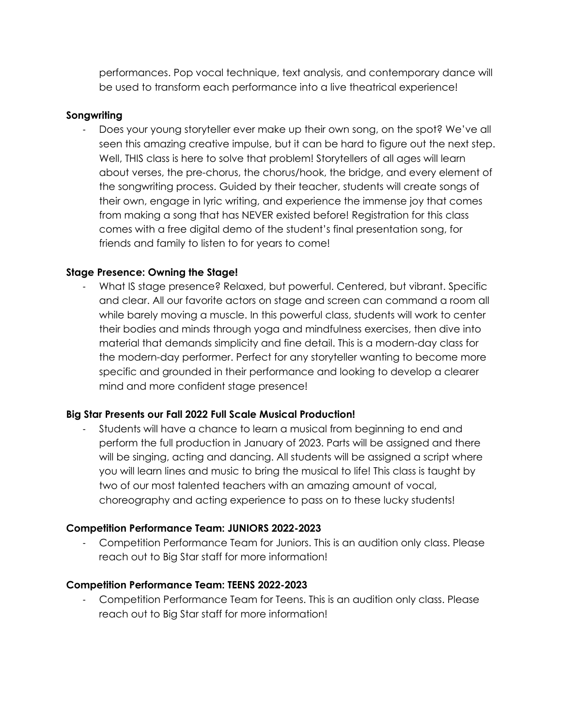performances. Pop vocal technique, text analysis, and contemporary dance will be used to transform each performance into a live theatrical experience!

**Songwriting**

- Does your young storyteller ever make up their own song, on the spot? We've all seen this amazing creative impulse, but it can be hard to figure out the next step. Well, THIS class is here to solve that problem! Storytellers of all ages will learn about verses, the pre-chorus, the chorus/hook, the bridge, and every element of the songwriting process. Guided by their teacher, students will create songs of their own, engage in lyric writing, and experience the immense joy that comes from making a song that has NEVER existed before! Registration for this class comes with a free digital demo of the student's final presentation song, for friends and family to listen to for years to come!

**Stage Presence: Owning the Stage!**

- What IS stage presence? Relaxed, but powerful. Centered, but vibrant. Specific and clear. All our favorite actors on stage and screen can command a room all while barely moving a muscle. In this powerful class, students will work to center their bodies and minds through yoga and mindfulness exercises, then dive into material that demands simplicity and fine detail. This is a modern-day class for the modern-day performer. Perfect for any storyteller wanting to become more specific and grounded in their performance and looking to develop a clearer mind and more confident stage presence!

**Big Star Presents our Fall 2022 Full Scale Musical Production!**

- Students will have a chance to learn a musical from beginning to end and perform the full production in January of 2023. Parts will be assigned and there will be singing, acting and dancing. All students will be assigned a script where you will learn lines and music to bring the musical to life! This class is taught by two of our most talented teachers with an amazing amount of vocal, choreography and acting experience to pass on to these lucky students!

**Competition Performance Team: JUNIORS 2022-2023**

- Competition Performance Team for Juniors. This is an audition only class. Please reach out to Big Star staff for more information!

**Competition Performance Team: TEENS 2022-2023**

- Competition Performance Team for Teens. This is an audition only class. Please reach out to Big Star staff for more information!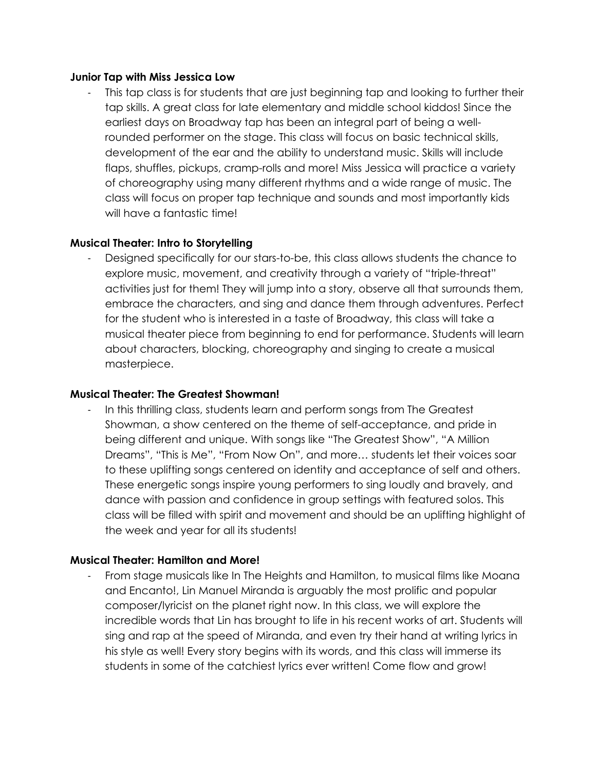**Junior Tap with Miss Jessica Low**

- This tap class is for students that are just beginning tap and looking to further their tap skills. A great class for late elementary and middle school kiddos! Since the earliest days on Broadway tap has been an integral part of being a well-rounded performer on the stage. This class will focus on basic technical skills, development of the ear and the ability to understand music. Skills will include flaps, shuffles, pickups, cramp-rolls and more! Miss Jessica will practice a variety of choreography using many different rhythms and a wide range of music. The class will focus on proper tap technique and sounds and most importantly kids will have a fantastic time!

**Musical Theater: Intro to Storytelling**

- Designed specifically for our stars-to-be, this class allows students the chance to explore music, movement, and creativity through a variety of "triple-threat" activities just for them! They will jump into a story, observe all that surrounds them, embrace the characters, and sing and dance them through adventures. Perfect for the student who is interested in a taste of Broadway, this class will take a musical theater piece from beginning to end for performance. Students will learn about characters, blocking, choreography and singing to create a musical masterpiece.

**Musical Theater: The Greatest Showman!**

- In this thrilling class, students learn and perform songs from The Greatest Showman, a show centered on the theme of self-acceptance, and pride in being different and unique. With songs like "The Greatest Show", "A Million Dreams", "This is Me", "From Now On", and more… students let their voices soar to these uplifting songs centered on identity and acceptance of self and others. These energetic songs inspire young performers to sing loudly and bravely, and dance with passion and confidence in group settings with featured solos. This class will be filled with spirit and movement and should be an uplifting highlight of the week and year for all its students!

**Musical Theater: Hamilton and More!**

- From stage musicals like In The Heights and Hamilton, to musical films like Moana and Encanto!, Lin Manuel Miranda is arguably the most prolific and popular composer/lyricist on the planet right now. In this class, we will explore the incredible words that Lin has brought to life in his recent works of art. Students will sing and rap at the speed of Miranda, and even try their hand at writing lyrics in his style as well! Every story begins with its words, and this class will immerse its students in some of the catchiest lyrics ever written! Come flow and grow!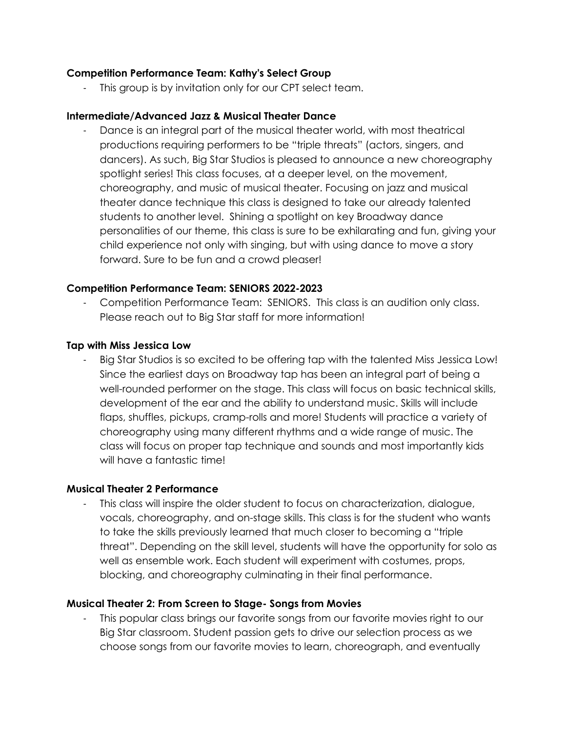**Competition Performance Team: Kathy's Select Group**

- This group is by invitation only for our CPT select team.

**Intermediate/Advanced Jazz & Musical Theater Dance**

- Dance is an integral part of the musical theater world, with most theatrical productions requiring performers to be "triple threats" (actors, singers, and dancers). As such, Big Star Studios is pleased to announce a new choreography spotlight series! This class focuses, at a deeper level, on the movement, choreography, and music of musical theater. Focusing on jazz and musical theater dance technique this class is designed to take our already talented students to another level. Shining a spotlight on key Broadway dance personalities of our theme, this class is sure to be exhilarating and fun, giving your child experience not only with singing, but with using dance to move a story forward. Sure to be fun and a crowd pleaser!

**Competition Performance Team: SENIORS 2022-2023**

- Competition Performance Team: SENIORS. This class is an audition only class. Please reach out to Big Star staff for more information!

**Tap with Miss Jessica Low**

- Big Star Studios is so excited to be offering tap with the talented Miss Jessica Low! Since the earliest days on Broadway tap has been an integral part of being a well-rounded performer on the stage. This class will focus on basic technical skills, development of the ear and the ability to understand music. Skills will include flaps, shuffles, pickups, cramp-rolls and more! Students will practice a variety of choreography using many different rhythms and a wide range of music. The class will focus on proper tap technique and sounds and most importantly kids will have a fantastic time!

**Musical Theater 2 Performance**

- This class will inspire the older student to focus on characterization, dialogue, vocals, choreography, and on-stage skills. This class is for the student who wants to take the skills previously learned that much closer to becoming a "triple threat". Depending on the skill level, students will have the opportunity for solo as well as ensemble work. Each student will experiment with costumes, props, blocking, and choreography culminating in their final performance.

**Musical Theater 2: From Screen to Stage- Songs from Movies**

- This popular class brings our favorite songs from our favorite movies right to our Big Star classroom. Student passion gets to drive our selection process as we choose songs from our favorite movies to learn, choreograph, and eventually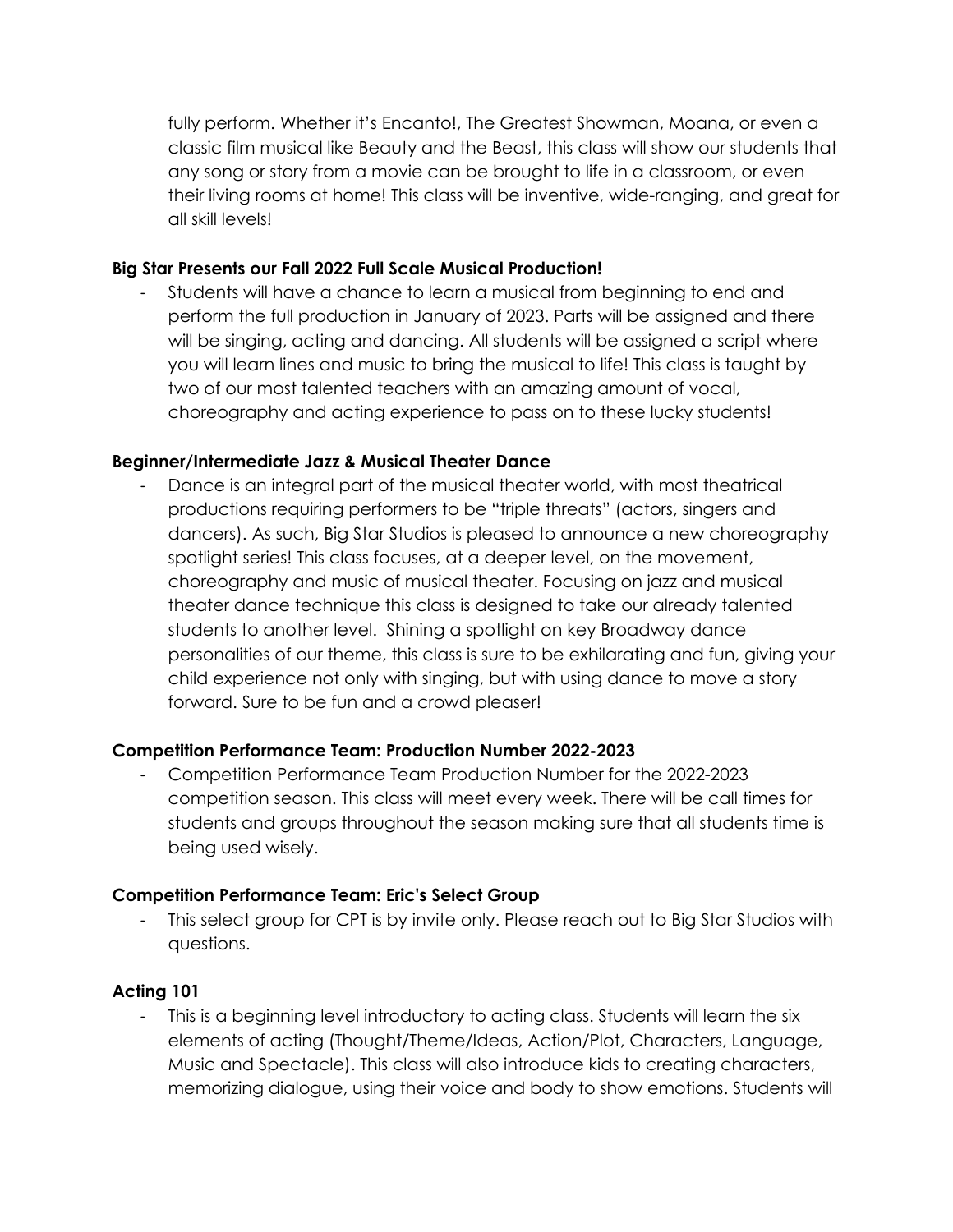fully perform. Whether it's Encanto!, The Greatest Showman, Moana, or even a classic film musical like Beauty and the Beast, this class will show our students that any song or story from a movie can be brought to life in a classroom, or even their living rooms at home! This class will be inventive, wide-ranging, and great for all skill levels!

**Big Star Presents our Fall 2022 Full Scale Musical Production!**

- Students will have a chance to learn a musical from beginning to end and perform the full production in January of 2023. Parts will be assigned and there will be singing, acting and dancing. All students will be assigned a script where you will learn lines and music to bring the musical to life! This class is taught by two of our most talented teachers with an amazing amount of vocal, choreography and acting experience to pass on to these lucky students!

**Beginner/Intermediate Jazz & Musical Theater Dance**

- Dance is an integral part of the musical theater world, with most theatrical productions requiring performers to be "triple threats" (actors, singers and dancers). As such, Big Star Studios is pleased to announce a new choreography spotlight series! This class focuses, at a deeper level, on the movement, choreography and music of musical theater. Focusing on jazz and musical theater dance technique this class is designed to take our already talented students to another level. Shining a spotlight on key Broadway dance personalities of our theme, this class is sure to be exhilarating and fun, giving your child experience not only with singing, but with using dance to move a story forward. Sure to be fun and a crowd pleaser!

**Competition Performance Team: Production Number 2022-2023**

- Competition Performance Team Production Number for the 2022-2023 competition season. This class will meet every week. There will be call times for students and groups throughout the season making sure that all students time is being used wisely.

**Competition Performance Team: Eric's Select Group**

- This select group for CPT is by invite only. Please reach out to Big Star Studios with questions.

**Acting 101**

- This is a beginning level introductory to acting class. Students will learn the six elements of acting (Thought/Theme/Ideas, Action/Plot, Characters, Language, Music and Spectacle). This class will also introduce kids to creating characters, memorizing dialogue, using their voice and body to show emotions. Students will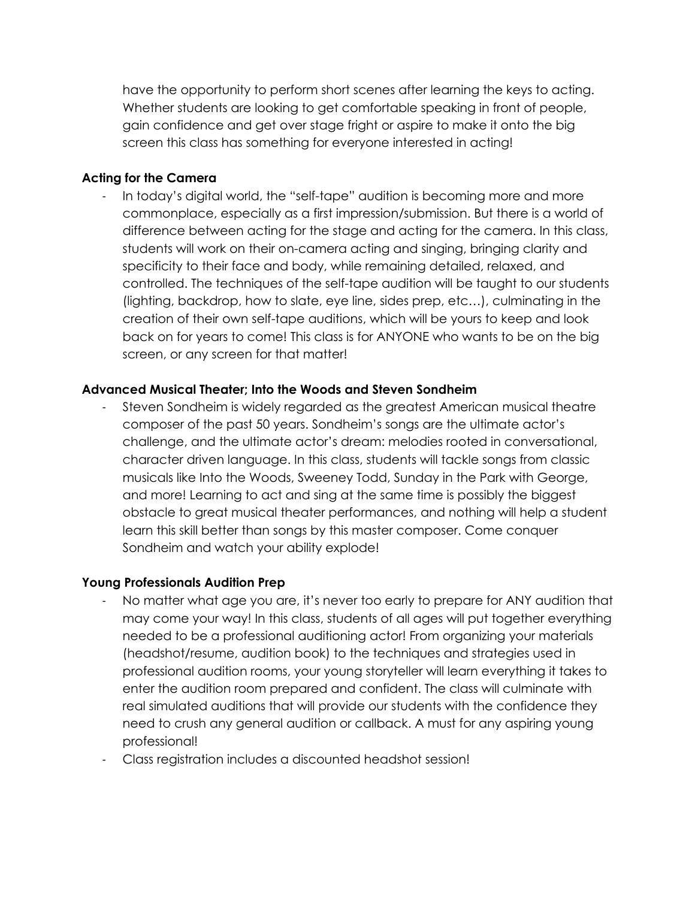have the opportunity to perform short scenes after learning the keys to acting. Whether students are looking to get comfortable speaking in front of people, gain confidence and get over stage fright or aspire to make it onto the big screen this class has something for everyone interested in acting!

**Acting for the Camera**

- In today's digital world, the "self-tape" audition is becoming more and more commonplace, especially as a first impression/submission. But there is a world of difference between acting for the stage and acting for the camera. In this class, students will work on their on-camera acting and singing, bringing clarity and specificity to their face and body, while remaining detailed, relaxed, and controlled. The techniques of the self-tape audition will be taught to our students (lighting, backdrop, how to slate, eye line, sides prep, etc…), culminating in the creation of their own self-tape auditions, which will be yours to keep and look back on for years to come! This class is for ANYONE who wants to be on the big screen, or any screen for that matter!

**Advanced Musical Theater; Into the Woods and Steven Sondheim**

- Steven Sondheim is widely regarded as the greatest American musical theatre composer of the past 50 years. Sondheim's songs are the ultimate actor's challenge, and the ultimate actor's dream: melodies rooted in conversational, character driven language. In this class, students will tackle songs from classic musicals like Into the Woods, Sweeney Todd, Sunday in the Park with George, and more! Learning to act and sing at the same time is possibly the biggest obstacle to great musical theater performances, and nothing will help a student learn this skill better than songs by this master composer. Come conquer Sondheim and watch your ability explode!

**Young Professionals Audition Prep**

- No matter what age you are, it's never too early to prepare for ANY audition that may come your way! In this class, students of all ages will put together everything needed to be a professional auditioning actor! From organizing your materials (headshot/resume, audition book) to the techniques and strategies used in professional audition rooms, your young storyteller will learn everything it takes to enter the audition room prepared and confident. The class will culminate with real simulated auditions that will provide our students with the confidence they need to crush any general audition or callback. A must for any aspiring young professional!
- Class registration includes a discounted headshot session!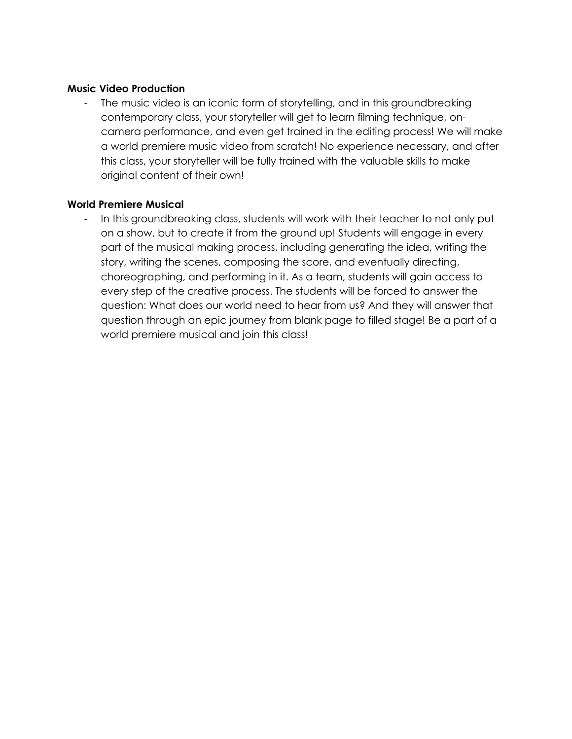**Music Video Production**

- The music video is an iconic form of storytelling, and in this groundbreaking contemporary class, your storyteller will get to learn filming technique, on-camera performance, and even get trained in the editing process! We will make a world premiere music video from scratch! No experience necessary, and after this class, your storyteller will be fully trained with the valuable skills to make original content of their own!

**World Premiere Musical**

- In this groundbreaking class, students will work with their teacher to not only put on a show, but to create it from the ground up! Students will engage in every part of the musical making process, including generating the idea, writing the story, writing the scenes, composing the score, and eventually directing, choreographing, and performing in it. As a team, students will gain access to every step of the creative process. The students will be forced to answer the question: What does our world need to hear from us? And they will answer that question through an epic journey from blank page to filled stage! Be a part of a world premiere musical and join this class!